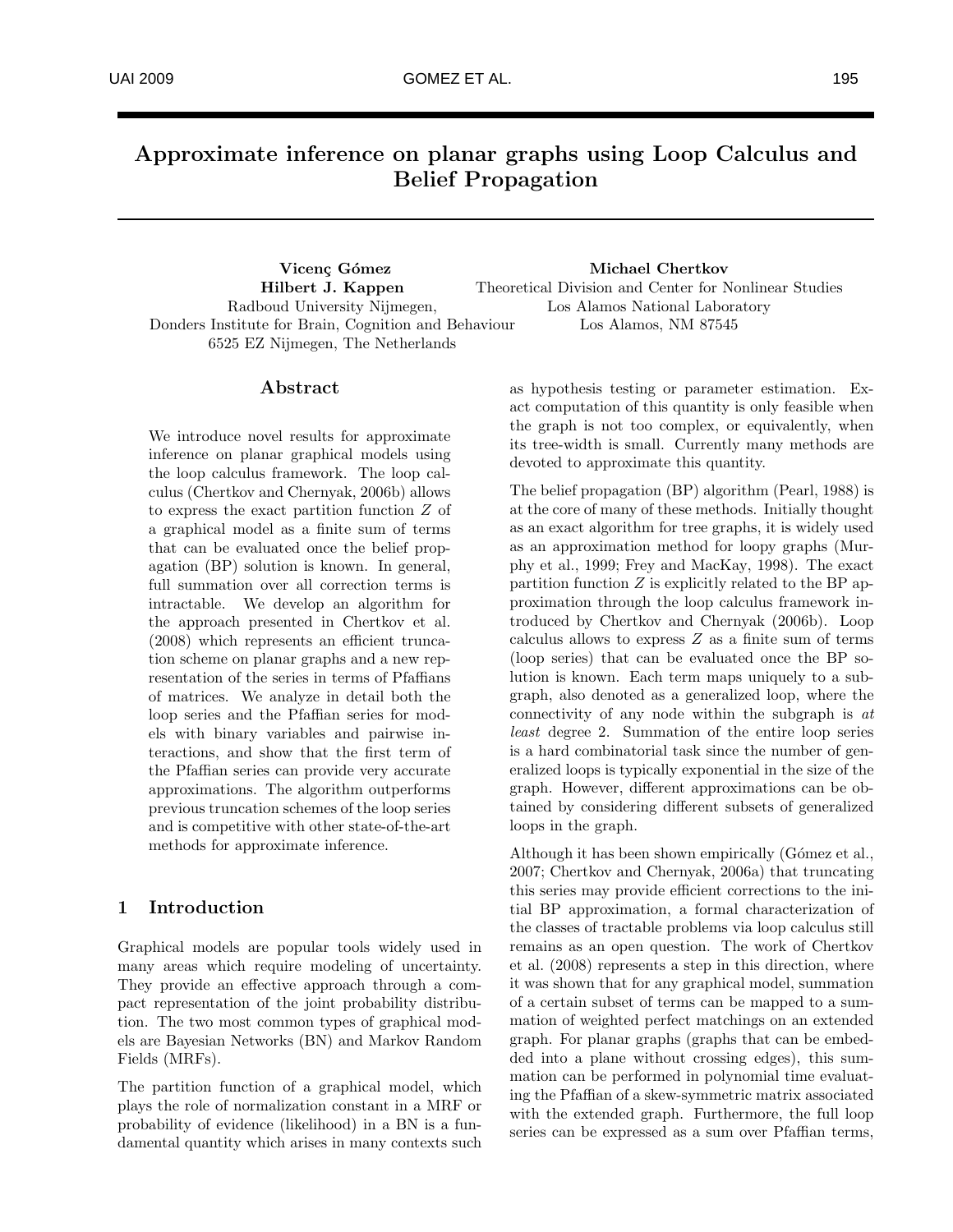# Approximate inference on planar graphs using Loop Calculus and Belief Propagation

**Vicenç Gómez**
**Hilbert J. Kappen**
Radboud University Nijmegen,
Donders Institute for Brain, Cognition and Behaviour
6525 EZ Nijmegen, The Netherlands

**Michael Chertkov**
Theoretical Division and Center for Nonlinear Studies
Los Alamos National Laboratory
Los Alamos, NM 87545

## Abstract

We introduce novel results for approximate inference on planar graphical models using the loop calculus framework. The loop calculus (Chertkov and Chernyak, 2006b) allows to express the exact partition function $Z$ of a graphical model as a finite sum of terms that can be evaluated once the belief propagation (BP) solution is known. In general, full summation over all correction terms is intractable. We develop an algorithm for the approach presented in Chertkov et al. (2008) which represents an efficient truncation scheme on planar graphs and a new representation of the series in terms of Pfaffians of matrices. We analyze in detail both the loop series and the Pfaffian series for models with binary variables and pairwise interactions, and show that the first term of the Pfaffian series can provide very accurate approximations. The algorithm outperforms previous truncation schemes of the loop series and is competitive with other state-of-the-art methods for approximate inference.

## 1 Introduction

Graphical models are popular tools widely used in many areas which require modeling of uncertainty. They provide an effective approach through a compact representation of the joint probability distribution. The two most common types of graphical models are Bayesian Networks (BN) and Markov Random Fields (MRFs).

The partition function of a graphical model, which plays the role of normalization constant in a MRF or probability of evidence (likelihood) in a BN is a fundamental quantity which arises in many contexts such as hypothesis testing or parameter estimation. Exact computation of this quantity is only feasible when the graph is not too complex, or equivalently, when its tree-width is small. Currently many methods are devoted to approximate this quantity.

The belief propagation (BP) algorithm (Pearl, 1988) is at the core of many of these methods. Initially thought as an exact algorithm for tree graphs, it is widely used as an approximation method for loopy graphs (Murphy et al., 1999; Frey and MacKay, 1998). The exact partition function $Z$ is explicitly related to the BP approximation through the loop calculus framework introduced by Chertkov and Chernyak (2006b). Loop calculus allows to express $Z$ as a finite sum of terms (loop series) that can be evaluated once the BP solution is known. Each term maps uniquely to a subgraph, also denoted as a generalized loop, where the connectivity of any node within the subgraph is *at least* degree 2. Summation of the entire loop series is a hard combinatorial task since the number of generalized loops is typically exponential in the size of the graph. However, different approximations can be obtained by considering different subsets of generalized loops in the graph.

Although it has been shown empirically (Gómez et al., 2007; Chertkov and Chernyak, 2006a) that truncating this series may provide efficient corrections to the initial BP approximation, a formal characterization of the classes of tractable problems via loop calculus still remains as an open question. The work of Chertkov et al. (2008) represents a step in this direction, where it was shown that for any graphical model, summation of a certain subset of terms can be mapped to a summation of weighted perfect matchings on an extended graph. For planar graphs (graphs that can be embedded into a plane without crossing edges), this summation can be performed in polynomial time evaluating the Pfaffian of a skew-symmetric matrix associated with the extended graph. Furthermore, the full loop series can be expressed as a sum over Pfaffian terms,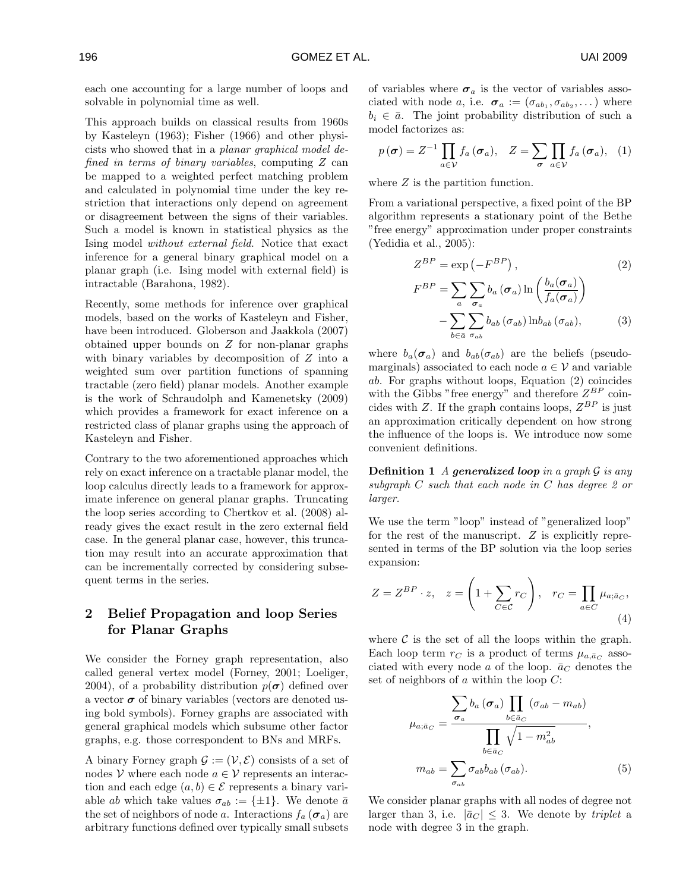each one accounting for a large number of loops and solvable in polynomial time as well.

This approach builds on classical results from 1960s by Kasteleyn (1963); Fisher (1966) and other physicists who showed that in a *planar graphical model defined in terms of binary variables*, computing $Z$ can be mapped to a weighted perfect matching problem and calculated in polynomial time under the key restriction that interactions only depend on agreement or disagreement between the signs of their variables. Such a model is known in statistical physics as the Ising model *without external field*. Notice that exact inference for a general binary graphical model on a planar graph (i.e. Ising model with external field) is intractable (Barahona, 1982).

Recently, some methods for inference over graphical models, based on the works of Kasteleyn and Fisher, have been introduced. Globerson and Jaakkola (2007) obtained upper bounds on $Z$ for non-planar graphs with binary variables by decomposition of $Z$ into a weighted sum over partition functions of spanning tractable (zero field) planar models. Another example is the work of Schraudolph and Kamenetsky (2009) which provides a framework for exact inference on a restricted class of planar graphs using the approach of Kasteleyn and Fisher.

Contrary to the two aforementioned approaches which rely on exact inference on a tractable planar model, the loop calculus directly leads to a framework for approximate inference on general planar graphs. Truncating the loop series according to Chertkov et al. (2008) already gives the exact result in the zero external field case. In the general planar case, however, this truncation may result into an accurate approximation that can be incrementally corrected by considering subsequent terms in the series.

## 2 Belief Propagation and loop Series for Planar Graphs

We consider the Forney graph representation, also called general vertex model (Forney, 2001; Loeliger, 2004), of a probability distribution $p(\boldsymbol{\sigma})$ defined over a vector $\boldsymbol{\sigma}$ of binary variables (vectors are denoted using bold symbols). Forney graphs are associated with general graphical models which subsume other factor graphs, e.g. those correspondent to BNs and MRFs.

A binary Forney graph $\mathcal{G} := (\mathcal{V}, \mathcal{E})$ consists of a set of nodes $\mathcal{V}$ where each node $a \in \mathcal{V}$ represents an interaction and each edge $(a, b) \in \mathcal{E}$ represents a binary variable $ab$ which take values $\sigma_{ab} := \{\pm 1\}$. We denote $\bar{a}$ the set of neighbors of node $a$. Interactions $f_a(\boldsymbol{\sigma}_a)$ are arbitrary functions defined over typically small subsets of variables where $\boldsymbol{\sigma}_a$ is the vector of variables associated with node $a$, i.e. $\boldsymbol{\sigma}_a := (\sigma_{ab_1}, \sigma_{ab_2}, \dots)$ where $b_i \in \bar{a}$. The joint probability distribution of such a model factorizes as:

$$p(\boldsymbol{\sigma}) = Z^{-1} \prod_{a \in \mathcal{V}} f_a(\boldsymbol{\sigma}_a), \quad Z = \sum_{\boldsymbol{\sigma}} \prod_{a \in \mathcal{V}} f_a(\boldsymbol{\sigma}_a), \quad (1)$$

where $Z$ is the partition function.

From a variational perspective, a fixed point of the BP algorithm represents a stationary point of the Bethe "free energy" approximation under proper constraints (Yedidia et al., 2005):

$$Z^{BP} = \exp\left(-F^{BP}\right), \quad (2)$$

$$F^{BP} = \sum_a \sum_{\boldsymbol{\sigma}_a} b_a(\boldsymbol{\sigma}_a) \ln\left(\frac{b_a(\boldsymbol{\sigma}_a)}{f_a(\boldsymbol{\sigma}_a)}\right) - \sum_{b \in \bar{a}} \sum_{\sigma_{ab}} b_{ab}(\sigma_{ab}) \ln b_{ab}(\sigma_{ab}), \quad (3)$$

where $b_a(\boldsymbol{\sigma}_a)$ and $b_{ab}(\sigma_{ab})$ are the beliefs (pseudo-marginals) associated to each node $a \in \mathcal{V}$ and variable $ab$. For graphs without loops, Equation (2) coincides with the Gibbs "free energy" and therefore $Z^{BP}$ coincides with $Z$. If the graph contains loops, $Z^{BP}$ is just an approximation critically dependent on how strong the influence of the loops is. We introduce now some convenient definitions.

**Definition 1** *A **generalized loop** in a graph $\mathcal{G}$ is any subgraph $C$ such that each node in $C$ has degree 2 or larger.*

We use the term "loop" instead of "generalized loop" for the rest of the manuscript. $Z$ is explicitly represented in terms of the BP solution via the loop series expansion:

$$Z = Z^{BP} \cdot z, \quad z = \left(1 + \sum_{C \in \mathcal{C}} r_C\right), \quad r_C = \prod_{a \in C} \mu_{a;\bar{a}_C}, \quad (4)$$

where $\mathcal{C}$ is the set of all the loops within the graph. Each loop term $r_C$ is a product of terms $\mu_{a,\bar{a}_C}$ associated with every node $a$ of the loop. $\bar{a}_C$ denotes the set of neighbors of $a$ within the loop $C$:

$$\mu_{a;\bar{a}_C} = \frac{\displaystyle\sum_{\boldsymbol{\sigma}_a} b_a(\boldsymbol{\sigma}_a) \prod_{b \in \bar{a}_C} (\sigma_{ab} - m_{ab})}{\displaystyle\prod_{b \in \bar{a}_C} \sqrt{1 - m_{ab}^2}},$$

$$m_{ab} = \sum_{\sigma_{ab}} \sigma_{ab} b_{ab}(\sigma_{ab}). \quad (5)$$

We consider planar graphs with all nodes of degree not larger than 3, i.e. $|\bar{a}_C| \leq 3$. We denote by *triplet* a node with degree 3 in the graph.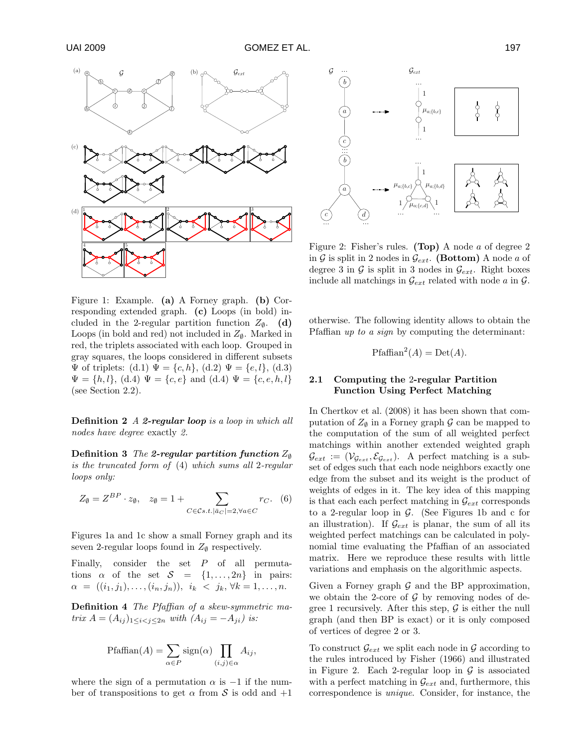Figure 1: Example. **(a)** A Forney graph. **(b)** Corresponding extended graph. **(c)** Loops (in bold) included in the 2-regular partition function $Z_\emptyset$. **(d)** Loops (in bold and red) not included in $Z_\emptyset$. Marked in red, the triplets associated with each loop. Grouped in gray squares, the loops considered in different subsets $\Psi$ of triplets: (d.1) $\Psi = \{c, h\}$, (d.2) $\Psi = \{e, l\}$, (d.3) $\Psi = \{h, l\}$, (d.4) $\Psi = \{c, e\}$ and (d.4) $\Psi = \{c, e, h, l\}$ (see Section 2.2).

**Definition 2** *A **2-regular loop** is a loop in which all nodes have degree exactly 2.*

**Definition 3** *The **2-regular partition function** $Z_\emptyset$ is the truncated form of (4) which sums all 2-regular loops only:*

$$Z_\emptyset = Z^{BP} \cdot z_\emptyset, \quad z_\emptyset = 1 + \sum_{C \in \mathcal{C} s.t. |\bar{a}_C|=2, \forall a \in C} r_C. \quad (6)$$

Figures 1a and 1c show a small Forney graph and its seven 2-regular loops found in $Z_\emptyset$ respectively.

Finally, consider the set $P$ of all permutations $\alpha$ of the set $\mathcal{S} = \{1, \ldots, 2n\}$ in pairs: $\alpha = ((i_1, j_1), \ldots, (i_n, j_n))$, $i_k < j_k, \forall k = 1, \ldots, n$.

**Definition 4** *The Pfaffian of a skew-symmetric matrix $A = (A_{ij})_{1 \le i < j \le 2n}$ with $(A_{ij} = -A_{ji})$ is:*

$$\text{Pfaffian}(A) = \sum_{\alpha \in P} \text{sign}(\alpha) \prod_{(i,j) \in \alpha} A_{ij},$$

where the sign of a permutation $\alpha$ is $-1$ if the number of transpositions to get $\alpha$ from $\mathcal{S}$ is odd and $+1$ otherwise. The following identity allows to obtain the Pfaffian *up to a sign* by computing the determinant:

$$\text{Pfaffian}^2(A) = \text{Det}(A).$$

Figure 2: Fisher's rules. **(Top)** A node $a$ of degree 2 in $\mathcal{G}$ is split in 2 nodes in $\mathcal{G}_{ext}$. **(Bottom)** A node $a$ of degree 3 in $\mathcal{G}$ is split in 3 nodes in $\mathcal{G}_{ext}$. Right boxes include all matchings in $\mathcal{G}_{ext}$ related with node $a$ in $\mathcal{G}$.

### 2.1 Computing the 2-regular Partition Function Using Perfect Matching

In Chertkov et al. (2008) it has been shown that computation of $Z_\emptyset$ in a Forney graph $\mathcal{G}$ can be mapped to the computation of the sum of all weighted perfect matchings within another extended weighted graph $\mathcal{G}_{ext} := (\mathcal{V}_{\mathcal{G}_{ext}}, \mathcal{E}_{\mathcal{G}_{ext}})$. A perfect matching is a subset of edges such that each node neighbors exactly one edge from the subset and its weight is the product of weights of edges in it. The key idea of this mapping is that each each perfect matching in $\mathcal{G}_{ext}$ corresponds to a 2-regular loop in $\mathcal{G}$. (See Figures 1b and c for an illustration). If $\mathcal{G}_{ext}$ is planar, the sum of all its weighted perfect matchings can be calculated in polynomial time evaluating the Pfaffian of an associated matrix. Here we reproduce these results with little variations and emphasis on the algorithmic aspects.

Given a Forney graph $\mathcal{G}$ and the BP approximation, we obtain the 2-core of $\mathcal{G}$ by removing nodes of degree 1 recursively. After this step, $\mathcal{G}$ is either the null graph (and then BP is exact) or it is only composed of vertices of degree 2 or 3.

To construct $\mathcal{G}_{ext}$ we split each node in $\mathcal{G}$ according to the rules introduced by Fisher (1966) and illustrated in Figure 2. Each 2-regular loop in $\mathcal{G}$ is associated with a perfect matching in $\mathcal{G}_{ext}$ and, furthermore, this correspondence is *unique*. Consider, for instance, the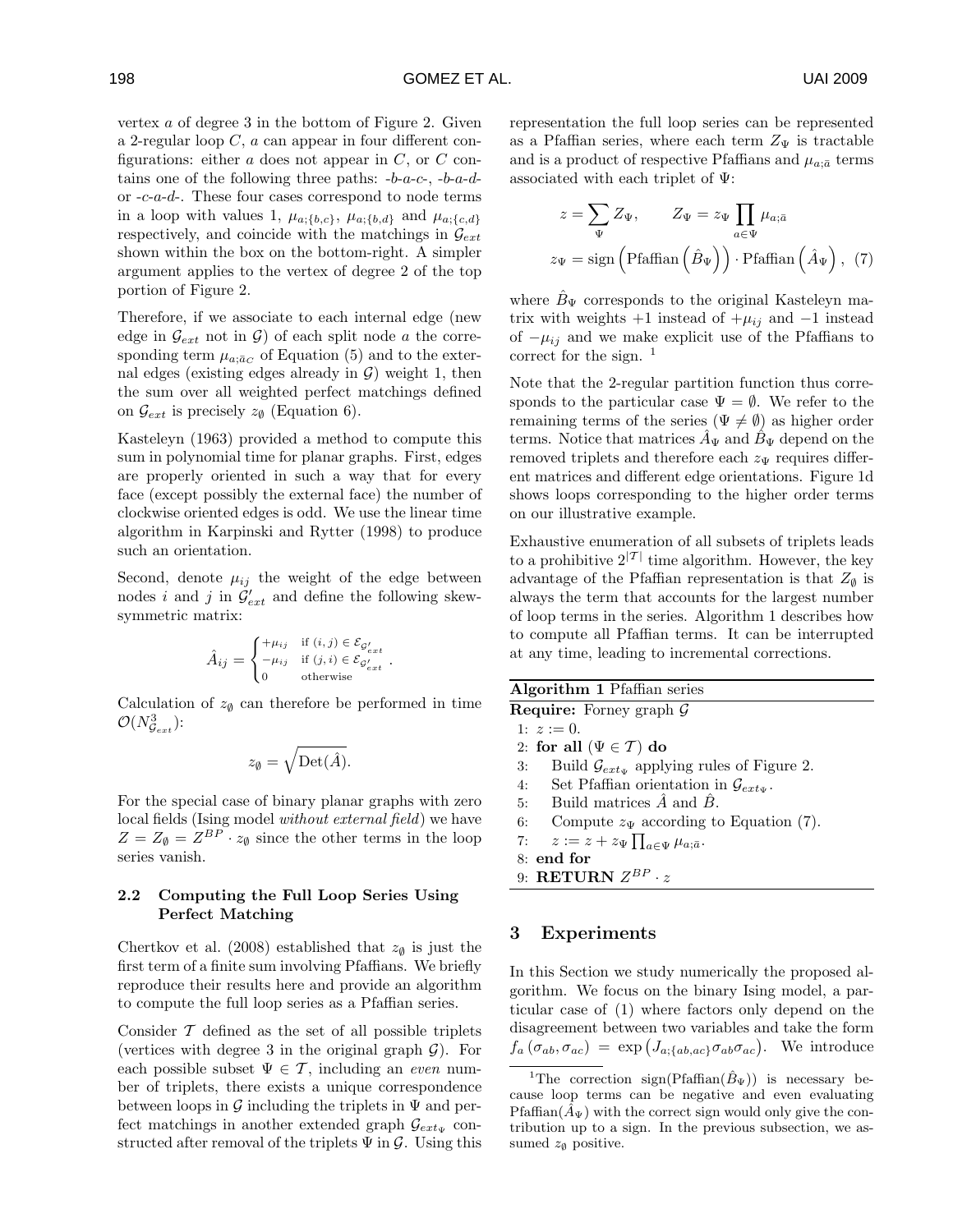vertex $a$ of degree 3 in the bottom of Figure 2. Given a 2-regular loop $C$, $a$ can appear in four different configurations: either $a$ does not appear in $C$, or $C$ contains one of the following three paths: -$b$-$a$-$c$-, -$b$-$a$-$d$- or -$c$-$a$-$d$-. These four cases correspond to node terms in a loop with values 1, $\mu_{a;\{b,c\}}$, $\mu_{a;\{b,d\}}$ and $\mu_{a;\{c,d\}}$ respectively, and coincide with the matchings in $\mathcal{G}_{ext}$ shown within the box on the bottom-right. A simpler argument applies to the vertex of degree 2 of the top portion of Figure 2.

Therefore, if we associate to each internal edge (new edge in $\mathcal{G}_{ext}$ not in $\mathcal{G}$) of each split node $a$ the corresponding term $\mu_{a;\bar{a}_C}$ of Equation (5) and to the external edges (existing edges already in $\mathcal{G}$) weight 1, then the sum over all weighted perfect matchings defined on $\mathcal{G}_{ext}$ is precisely $z_\emptyset$ (Equation 6).

Kasteleyn (1963) provided a method to compute this sum in polynomial time for planar graphs. First, edges are properly oriented in such a way that for every face (except possibly the external face) the number of clockwise oriented edges is odd. We use the linear time algorithm in Karpinski and Rytter (1998) to produce such an orientation.

Second, denote $\mu_{ij}$ the weight of the edge between nodes $i$ and $j$ in $\mathcal{G}'_{ext}$ and define the following skew-symmetric matrix:

$$\hat{A}_{ij} = \begin{cases} +\mu_{ij} & \text{if } (i,j) \in \mathcal{E}_{\mathcal{G}'_{ext}} \\ -\mu_{ij} & \text{if } (j,i) \in \mathcal{E}_{\mathcal{G}'_{ext}} \\ 0 & \text{otherwise} \end{cases}.$$

Calculation of $z_\emptyset$ can therefore be performed in time $\mathcal{O}(N^3_{\mathcal{G}_{ext}})$:

$$z_\emptyset = \sqrt{\text{Det}(\hat{A})}.$$

For the special case of binary planar graphs with zero local fields (Ising model *without external field*) we have $Z = Z_\emptyset = Z^{BP} \cdot z_\emptyset$ since the other terms in the loop series vanish.

### 2.2 Computing the Full Loop Series Using Perfect Matching

Chertkov et al. (2008) established that $z_\emptyset$ is just the first term of a finite sum involving Pfaffians. We briefly reproduce their results here and provide an algorithm to compute the full loop series as a Pfaffian series.

Consider $\mathcal{T}$ defined as the set of all possible triplets (vertices with degree 3 in the original graph $\mathcal{G}$). For each possible subset $\Psi \in \mathcal{T}$, including an *even* number of triplets, there exists a unique correspondence between loops in $\mathcal{G}$ including the triplets in $\Psi$ and perfect matchings in another extended graph $\mathcal{G}_{ext_\Psi}$ constructed after removal of the triplets $\Psi$ in $\mathcal{G}$. Using this representation the full loop series can be represented as a Pfaffian series, where each term $Z_\Psi$ is tractable and is a product of respective Pfaffians and $\mu_{a;\bar{a}}$ terms associated with each triplet of $\Psi$:

$$z = \sum_{\Psi} Z_\Psi, \qquad Z_\Psi = z_\Psi \prod_{a \in \Psi} \mu_{a;\bar{a}}$$
$$z_\Psi = \text{sign}\left(\text{Pfaffian}\left(\hat{B}_\Psi\right)\right) \cdot \text{Pfaffian}\left(\hat{A}_\Psi\right), \quad (7)$$

where $\hat{B}_\Psi$ corresponds to the original Kasteleyn matrix with weights $+1$ instead of $+\mu_{ij}$ and $-1$ instead of $-\mu_{ij}$ and we make explicit use of the Pfaffians to correct for the sign. [1]

Note that the 2-regular partition function thus corresponds to the particular case $\Psi = \emptyset$. We refer to the remaining terms of the series ($\Psi \neq \emptyset$) as higher order terms. Notice that matrices $\hat{A}_\Psi$ and $\hat{B}_\Psi$ depend on the removed triplets and therefore each $z_\Psi$ requires different matrices and different edge orientations. Figure 1d shows loops corresponding to the higher order terms on our illustrative example.

Exhaustive enumeration of all subsets of triplets leads to a prohibitive $2^{|\mathcal{T}|}$ time algorithm. However, the key advantage of the Pfaffian representation is that $Z_\emptyset$ is always the term that accounts for the largest number of loop terms in the series. Algorithm 1 describes how to compute all Pfaffian terms. It can be interrupted at any time, leading to incremental corrections.

**Algorithm 1** Pfaffian series

**Require:** Forney graph $\mathcal{G}$
1: $z := 0$.
2: **for all** $(\Psi \in \mathcal{T})$ **do**
3: Build $\mathcal{G}_{ext_\Psi}$ applying rules of Figure 2.
4: Set Pfaffian orientation in $\mathcal{G}_{ext_\Psi}$.
5: Build matrices $\hat{A}$ and $\hat{B}$.
6: Compute $z_\Psi$ according to Equation (7).
7: $z := z + z_\Psi \prod_{a \in \Psi} \mu_{a;\bar{a}}$.
8: **end for**
9: **RETURN** $Z^{BP} \cdot z$

## 3 Experiments

In this Section we study numerically the proposed algorithm. We focus on the binary Ising model, a particular case of (1) where factors only depend on the disagreement between two variables and take the form $f_a(\sigma_{ab}, \sigma_{ac}) = \exp\left(J_{a;\{ab,ac\}}\sigma_{ab}\sigma_{ac}\right)$. We introduce

[1] The correction sign(Pfaffian($\hat{B}_\Psi$)) is necessary because loop terms can be negative and even evaluating Pfaffian($\hat{A}_\Psi$) with the correct sign would only give the contribution up to a sign. In the previous subsection, we assumed $z_\emptyset$ positive.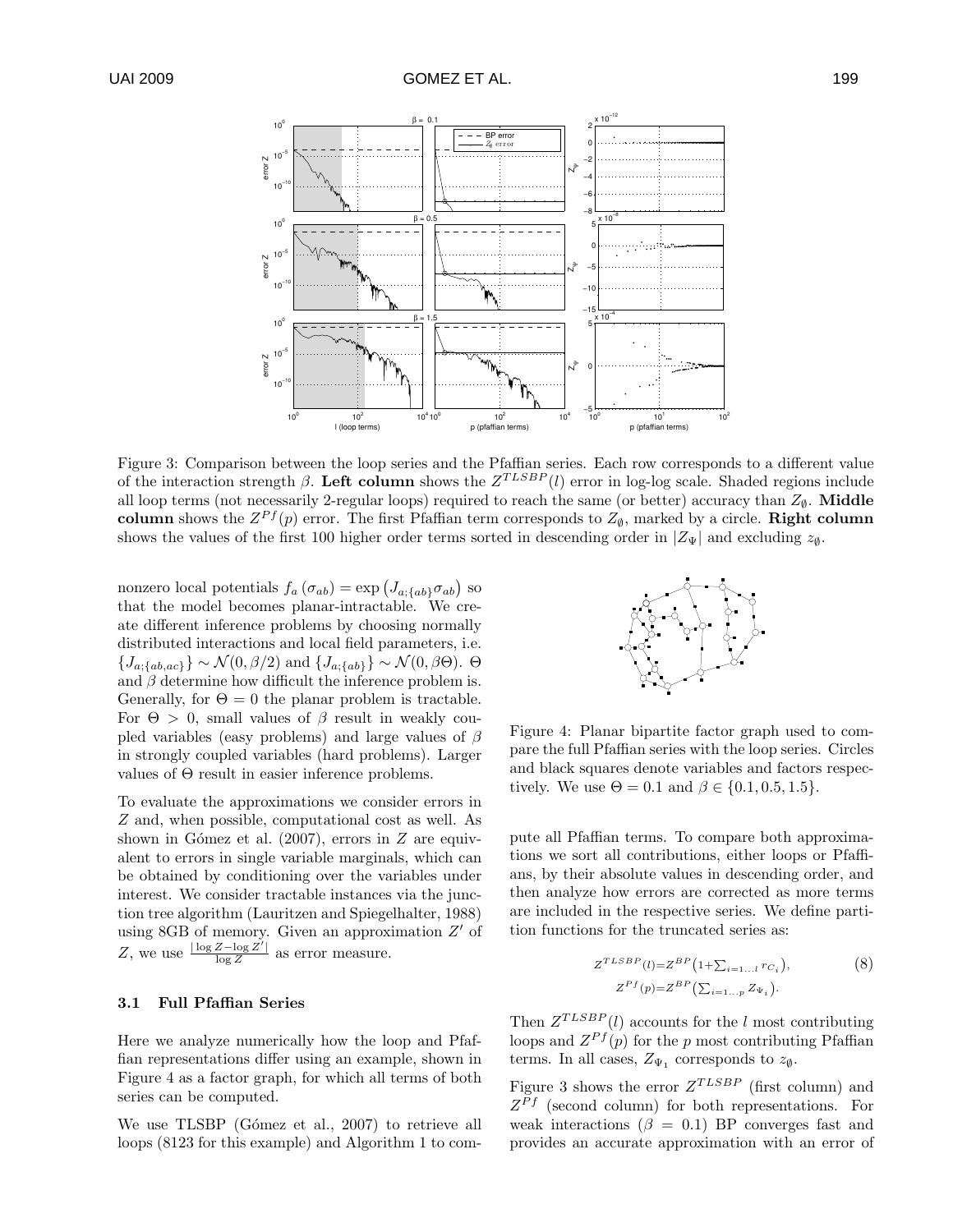Figure 3: Comparison between the loop series and the Pfaffian series. Each row corresponds to a different value of the interaction strength $\beta$. **Left column** shows the $Z^{TLSBP}(l)$ error in log-log scale. Shaded regions include all loop terms (not necessarily 2-regular loops) required to reach the same (or better) accuracy than $Z_\emptyset$. **Middle column** shows the $Z^{Pf}(p)$ error. The first Pfaffian term corresponds to $Z_\emptyset$, marked by a circle. **Right column** shows the values of the first 100 higher order terms sorted in descending order in $|Z_\Psi|$ and excluding $z_\emptyset$.

nonzero local potentials $f_a(\sigma_{ab}) = \exp\left(J_{a;\{ab\}}\sigma_{ab}\right)$ so that the model becomes planar-intractable. We create different inference problems by choosing normally distributed interactions and local field parameters, i.e. $\{J_{a;\{ab,ac\}}\} \sim \mathcal{N}(0, \beta/2)$ and $\{J_{a;\{ab\}}\} \sim \mathcal{N}(0, \beta\Theta)$. $\Theta$ and $\beta$ determine how difficult the inference problem is. Generally, for $\Theta = 0$ the planar problem is tractable. For $\Theta > 0$, small values of $\beta$ result in weakly coupled variables (easy problems) and large values of $\beta$ in strongly coupled variables (hard problems). Larger values of $\Theta$ result in easier inference problems.

To evaluate the approximations we consider errors in $Z$ and, when possible, computational cost as well. As shown in Gómez et al. (2007), errors in $Z$ are equivalent to errors in single variable marginals, which can be obtained by conditioning over the variables under interest. We consider tractable instances via the junction tree algorithm (Lauritzen and Spiegelhalter, 1988) using 8GB of memory. Given an approximation $Z'$ of $Z$, we use $\frac{|\log Z - \log Z'|}{\log Z}$ as error measure.

### 3.1 Full Pfaffian Series

Here we analyze numerically how the loop and Pfaffian representations differ using an example, shown in Figure 4 as a factor graph, for which all terms of both series can be computed.

We use TLSBP (Gómez et al., 2007) to retrieve all loops (8123 for this example) and Algorithm 1 to compute all Pfaffian terms. To compare both approximations we sort all contributions, either loops or Pfaffians, by their absolute values in descending order, and then analyze how errors are corrected as more terms are included in the respective series. We define partition functions for the truncated series as:

$$Z^{TLSBP}(l) = Z^{BP}\left(1 + \sum_{i=1\dots l} r_{C_i}\right),$$
$$Z^{Pf}(p) = Z^{BP}\left(\sum_{i=1\dots p} Z_{\Psi_i}\right). \tag{8}$$

Then $Z^{TLSBP}(l)$ accounts for the $l$ most contributing loops and $Z^{Pf}(p)$ for the $p$ most contributing Pfaffian terms. In all cases, $Z_{\Psi_1}$ corresponds to $z_\emptyset$.

Figure 3 shows the error $Z^{TLSBP}$ (first column) and $Z^{Pf}$ (second column) for both representations. For weak interactions ($\beta = 0.1$) BP converges fast and provides an accurate approximation with an error of

Figure 4: Planar bipartite factor graph used to compare the full Pfaffian series with the loop series. Circles and black squares denote variables and factors respectively. We use $\Theta = 0.1$ and $\beta \in \{0.1, 0.5, 1.5\}$.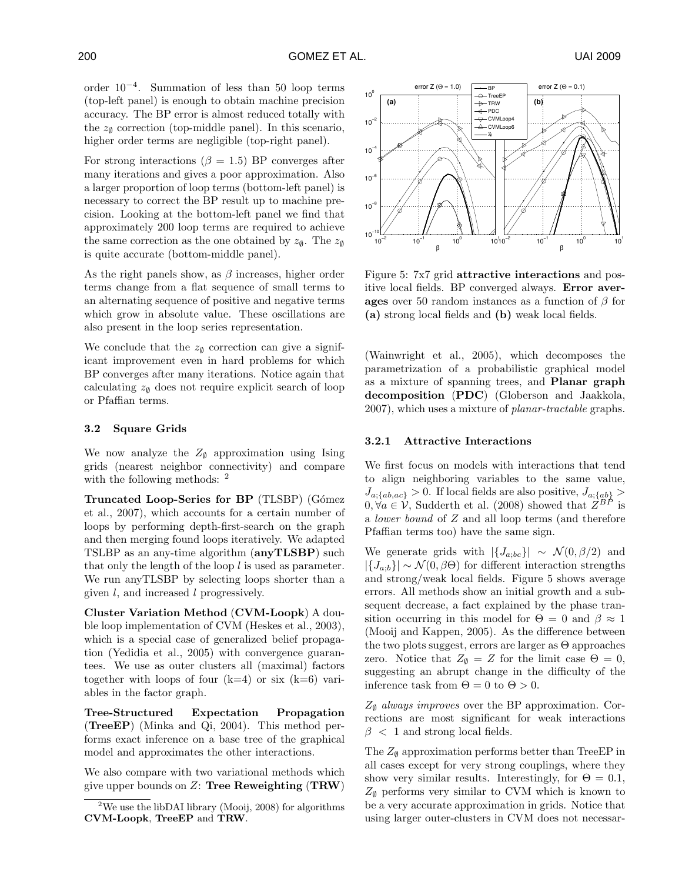order $10^{-4}$. Summation of less than 50 loop terms (top-left panel) is enough to obtain machine precision accuracy. The BP error is almost reduced totally with the $z_\emptyset$ correction (top-middle panel). In this scenario, higher order terms are negligible (top-right panel).

For strong interactions ($\beta = 1.5$) BP converges after many iterations and gives a poor approximation. Also a larger proportion of loop terms (bottom-left panel) is necessary to correct the BP result up to machine precision. Looking at the bottom-left panel we find that approximately 200 loop terms are required to achieve the same correction as the one obtained by $z_\emptyset$. The $z_\emptyset$ is quite accurate (bottom-middle panel).

As the right panels show, as $\beta$ increases, higher order terms change from a flat sequence of small terms to an alternating sequence of positive and negative terms which grow in absolute value. These oscillations are also present in the loop series representation.

We conclude that the $z_\emptyset$ correction can give a significant improvement even in hard problems for which BP converges after many iterations. Notice again that calculating $z_\emptyset$ does not require explicit search of loop or Pfaffian terms.

### 3.2 Square Grids

We now analyze the $Z_\emptyset$ approximation using Ising grids (nearest neighbor connectivity) and compare with the following methods: [2]

**Truncated Loop-Series for BP** (TLSBP) (Gómez et al., 2007), which accounts for a certain number of loops by performing depth-first-search on the graph and then merging found loops iteratively. We adapted TSLBP as an any-time algorithm (**anyTLSBP**) such that only the length of the loop $l$ is used as parameter. We run anyTLSBP by selecting loops shorter than a given $l$, and increased $l$ progressively.

**Cluster Variation Method** (**CVM-Loopk**) A double loop implementation of CVM (Heskes et al., 2003), which is a special case of generalized belief propagation (Yedidia et al., 2005) with convergence guarantees. We use as outer clusters all (maximal) factors together with loops of four (k=4) or six (k=6) variables in the factor graph.

**Tree-Structured Expectation Propagation** (**TreeEP**) (Minka and Qi, 2004). This method performs exact inference on a base tree of the graphical model and approximates the other interactions.

We also compare with two variational methods which give upper bounds on $Z$: **Tree Reweighting** (**TRW**) (Wainwright et al., 2005), which decomposes the parametrization of a probabilistic graphical model as a mixture of spanning trees, and **Planar graph decomposition** (**PDC**) (Globerson and Jaakkola, 2007), which uses a mixture of *planar-tractable* graphs.

[2] We use the libDAI library (Mooij, 2008) for algorithms **CVM-Loopk**, **TreeEP** and **TRW**.

Figure 5: 7x7 grid **attractive interactions** and positive local fields. BP converged always. **Error averages** over 50 random instances as a function of $\beta$ for **(a)** strong local fields and **(b)** weak local fields.

#### 3.2.1 Attractive Interactions

We first focus on models with interactions that tend to align neighboring variables to the same value, $J_{a;\{ab,ac\}} > 0$. If local fields are also positive, $J_{a;\{ab\}} > 0, \forall a \in \mathcal{V}$, Sudderth et al. (2008) showed that $Z^{BP}$ is a *lower bound* of $Z$ and all loop terms (and therefore Pfaffian terms too) have the same sign.

We generate grids with $|\{J_{a;bc}\}| \sim \mathcal{N}(0, \beta/2)$ and $|\{J_{a;b}\}| \sim \mathcal{N}(0, \beta\Theta)$ for different interaction strengths and strong/weak local fields. Figure 5 shows average errors. All methods show an initial growth and a subsequent decrease, a fact explained by the phase transition occurring in this model for $\Theta = 0$ and $\beta \approx 1$ (Mooij and Kappen, 2005). As the difference between the two plots suggest, errors are larger as $\Theta$ approaches zero. Notice that $Z_\emptyset = Z$ for the limit case $\Theta = 0$, suggesting an abrupt change in the difficulty of the inference task from $\Theta = 0$ to $\Theta > 0$.

$Z_\emptyset$ *always improves* over the BP approximation. Corrections are most significant for weak interactions $\beta < 1$ and strong local fields.

The $Z_\emptyset$ approximation performs better than TreeEP in all cases except for very strong couplings, where they show very similar results. Interestingly, for $\Theta = 0.1$, $Z_\emptyset$ performs very similar to CVM which is known to be a very accurate approximation in grids. Notice that using larger outer-clusters in CVM does not necessar-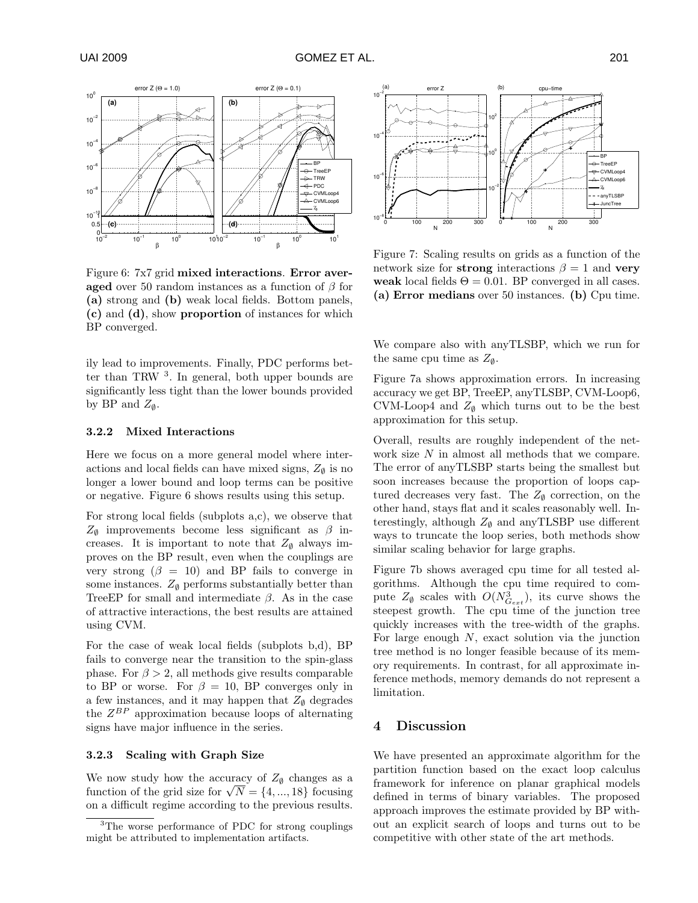Figure 6: 7x7 grid **mixed interactions**. **Error averaged** over 50 random instances as a function of $\beta$ for **(a)** strong and **(b)** weak local fields. Bottom panels, **(c)** and **(d)**, show **proportion** of instances for which BP converged.

ily lead to improvements. Finally, PDC performs better than TRW [3]. In general, both upper bounds are significantly less tight than the lower bounds provided by BP and $Z_\emptyset$.

### 3.2.2 Mixed Interactions

Here we focus on a more general model where interactions and local fields can have mixed signs, $Z_\emptyset$ is no longer a lower bound and loop terms can be positive or negative. Figure 6 shows results using this setup.

For strong local fields (subplots a,c), we observe that $Z_\emptyset$ improvements become less significant as $\beta$ increases. It is important to note that $Z_\emptyset$ always improves on the BP result, even when the couplings are very strong ($\beta = 10$) and BP fails to converge in some instances. $Z_\emptyset$ performs substantially better than TreeEP for small and intermediate $\beta$. As in the case of attractive interactions, the best results are attained using CVM.

For the case of weak local fields (subplots b,d), BP fails to converge near the transition to the spin-glass phase. For $\beta > 2$, all methods give results comparable to BP or worse. For $\beta = 10$, BP converges only in a few instances, and it may happen that $Z_\emptyset$ degrades the $Z^{BP}$ approximation because loops of alternating signs have major influence in the series.

### 3.2.3 Scaling with Graph Size

We now study how the accuracy of $Z_\emptyset$ changes as a function of the grid size for $\sqrt{N} = \{4, ..., 18\}$ focusing on a difficult regime according to the previous results.

Figure 7: Scaling results on grids as a function of the network size for **strong** interactions $\beta = 1$ and **very weak** local fields $\Theta = 0.01$. BP converged in all cases. **(a) Error medians** over 50 instances. **(b)** Cpu time.

We compare also with anyTLSBP, which we run for the same cpu time as $Z_\emptyset$.

Figure 7a shows approximation errors. In increasing accuracy we get BP, TreeEP, anyTLSBP, CVM-Loop6, CVM-Loop4 and $Z_\emptyset$ which turns out to be the best approximation for this setup.

Overall, results are roughly independent of the network size $N$ in almost all methods that we compare. The error of anyTLSBP starts being the smallest but soon increases because the proportion of loops captured decreases very fast. The $Z_\emptyset$ correction, on the other hand, stays flat and it scales reasonably well. Interestingly, although $Z_\emptyset$ and anyTLSBP use different ways to truncate the loop series, both methods show similar scaling behavior for large graphs.

Figure 7b shows averaged cpu time for all tested algorithms. Although the cpu time required to compute $Z_\emptyset$ scales with $O(N^3_{G_{ext}})$, its curve shows the steepest growth. The cpu time of the junction tree quickly increases with the tree-width of the graphs. For large enough $N$, exact solution via the junction tree method is no longer feasible because of its memory requirements. In contrast, for all approximate inference methods, memory demands do not represent a limitation.

## 4 Discussion

We have presented an approximate algorithm for the partition function based on the exact loop calculus framework for inference on planar graphical models defined in terms of binary variables. The proposed approach improves the estimate provided by BP without an explicit search of loops and turns out to be competitive with other state of the art methods.

[3] The worse performance of PDC for strong couplings might be attributed to implementation artifacts.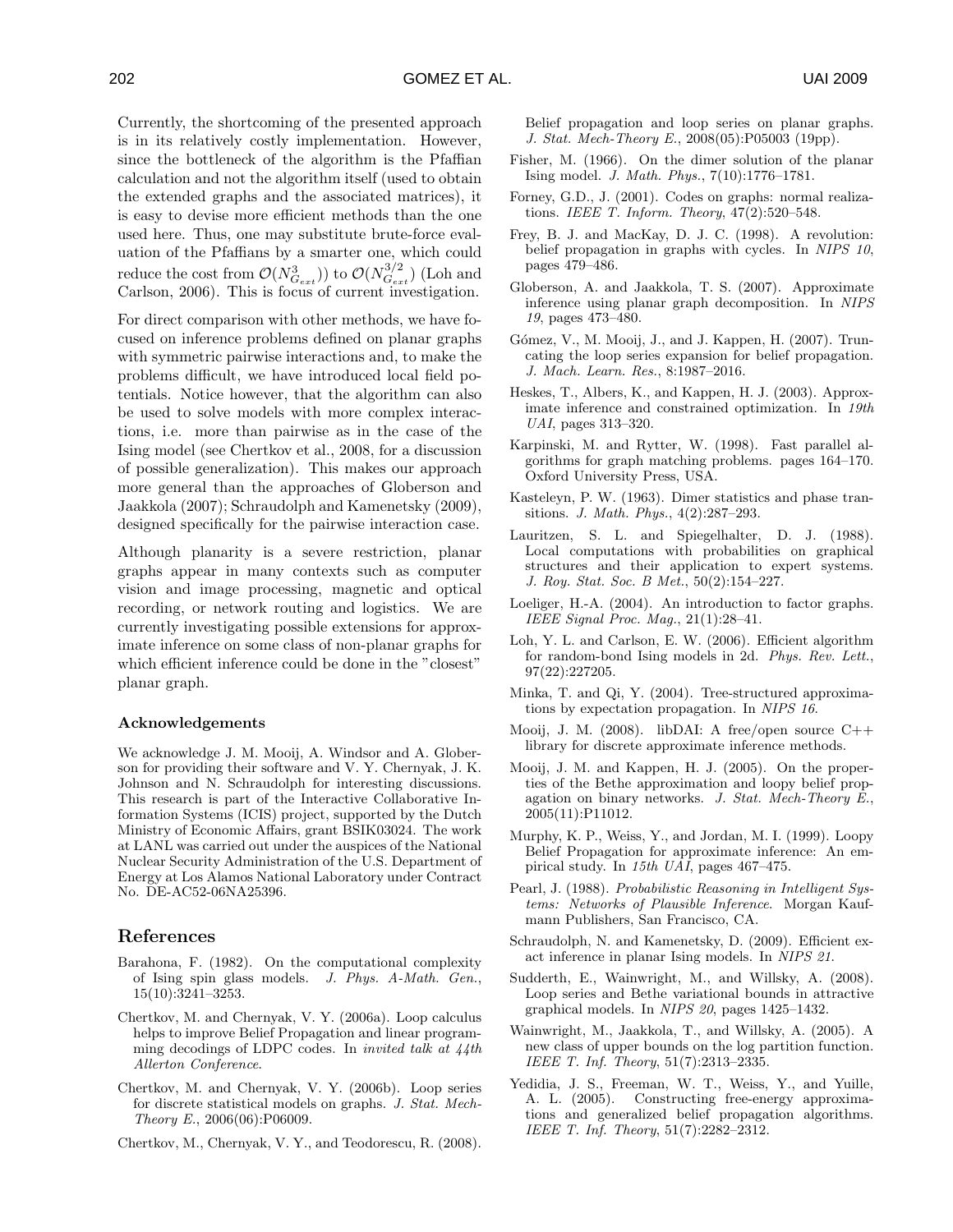Currently, the shortcoming of the presented approach is in its relatively costly implementation. However, since the bottleneck of the algorithm is the Pfaffian calculation and not the algorithm itself (used to obtain the extended graphs and the associated matrices), it is easy to devise more efficient methods than the one used here. Thus, one may substitute brute-force evaluation of the Pfaffians by a smarter one, which could reduce the cost from $\mathcal{O}(N^3_{G_{ext}})$ to $\mathcal{O}(N^{3/2}_{G_{ext}})$ (Loh and Carlson, 2006). This is focus of current investigation.

For direct comparison with other methods, we have focused on inference problems defined on planar graphs with symmetric pairwise interactions and, to make the problems difficult, we have introduced local field potentials. Notice however, that the algorithm can also be used to solve models with more complex interactions, i.e. more than pairwise as in the case of the Ising model (see Chertkov et al., 2008, for a discussion of possible generalization). This makes our approach more general than the approaches of Globerson and Jaakkola (2007); Schraudolph and Kamenetsky (2009), designed specifically for the pairwise interaction case.

Although planarity is a severe restriction, planar graphs appear in many contexts such as computer vision and image processing, magnetic and optical recording, or network routing and logistics. We are currently investigating possible extensions for approximate inference on some class of non-planar graphs for which efficient inference could be done in the "closest" planar graph.

### Acknowledgements

We acknowledge J. M. Mooij, A. Windsor and A. Globerson for providing their software and V. Y. Chernyak, J. K. Johnson and N. Schraudolph for interesting discussions. This research is part of the Interactive Collaborative Information Systems (ICIS) project, supported by the Dutch Ministry of Economic Affairs, grant BSIK03024. The work at LANL was carried out under the auspices of the National Nuclear Security Administration of the U.S. Department of Energy at Los Alamos National Laboratory under Contract No. DE-AC52-06NA25396.

## References

Barahona, F. (1982). On the computational complexity of Ising spin glass models. *J. Phys. A-Math. Gen.*, 15(10):3241–3253.

Chertkov, M. and Chernyak, V. Y. (2006a). Loop calculus helps to improve Belief Propagation and linear programming decodings of LDPC codes. In *invited talk at 44th Allerton Conference*.

Chertkov, M. and Chernyak, V. Y. (2006b). Loop series for discrete statistical models on graphs. *J. Stat. Mech-Theory E.*, 2006(06):P06009.

Chertkov, M., Chernyak, V. Y., and Teodorescu, R. (2008). Belief propagation and loop series on planar graphs. *J. Stat. Mech-Theory E.*, 2008(05):P05003 (19pp).

Fisher, M. (1966). On the dimer solution of the planar Ising model. *J. Math. Phys.*, 7(10):1776–1781.

Forney, G.D., J. (2001). Codes on graphs: normal realizations. *IEEE T. Inform. Theory*, 47(2):520–548.

Frey, B. J. and MacKay, D. J. C. (1998). A revolution: belief propagation in graphs with cycles. In *NIPS 10*, pages 479–486.

Globerson, A. and Jaakkola, T. S. (2007). Approximate inference using planar graph decomposition. In *NIPS 19*, pages 473–480.

Gómez, V., M. Mooij, J., and J. Kappen, H. (2007). Truncating the loop series expansion for belief propagation. *J. Mach. Learn. Res.*, 8:1987–2016.

Heskes, T., Albers, K., and Kappen, H. J. (2003). Approximate inference and constrained optimization. In *19th UAI*, pages 313–320.

Karpinski, M. and Rytter, W. (1998). Fast parallel algorithms for graph matching problems. pages 164–170. Oxford University Press, USA.

Kasteleyn, P. W. (1963). Dimer statistics and phase transitions. *J. Math. Phys.*, 4(2):287–293.

Lauritzen, S. L. and Spiegelhalter, D. J. (1988). Local computations with probabilities on graphical structures and their application to expert systems. *J. Roy. Stat. Soc. B Met.*, 50(2):154–227.

Loeliger, H.-A. (2004). An introduction to factor graphs. *IEEE Signal Proc. Mag.*, 21(1):28–41.

Loh, Y. L. and Carlson, E. W. (2006). Efficient algorithm for random-bond Ising models in 2d. *Phys. Rev. Lett.*, 97(22):227205.

Minka, T. and Qi, Y. (2004). Tree-structured approximations by expectation propagation. In *NIPS 16*.

Mooij, J. M. (2008). libDAI: A free/open source C++ library for discrete approximate inference methods.

Mooij, J. M. and Kappen, H. J. (2005). On the properties of the Bethe approximation and loopy belief propagation on binary networks. *J. Stat. Mech-Theory E.*, 2005(11):P11012.

Murphy, K. P., Weiss, Y., and Jordan, M. I. (1999). Loopy Belief Propagation for approximate inference: An empirical study. In *15th UAI*, pages 467–475.

Pearl, J. (1988). *Probabilistic Reasoning in Intelligent Systems: Networks of Plausible Inference*. Morgan Kaufmann Publishers, San Francisco, CA.

Schraudolph, N. and Kamenetsky, D. (2009). Efficient exact inference in planar Ising models. In *NIPS 21*.

Sudderth, E., Wainwright, M., and Willsky, A. (2008). Loop series and Bethe variational bounds in attractive graphical models. In *NIPS 20*, pages 1425–1432.

Wainwright, M., Jaakkola, T., and Willsky, A. (2005). A new class of upper bounds on the log partition function. *IEEE T. Inf. Theory*, 51(7):2313–2335.

Yedidia, J. S., Freeman, W. T., Weiss, Y., and Yuille, A. L. (2005). Constructing free-energy approximations and generalized belief propagation algorithms. *IEEE T. Inf. Theory*, 51(7):2282–2312.